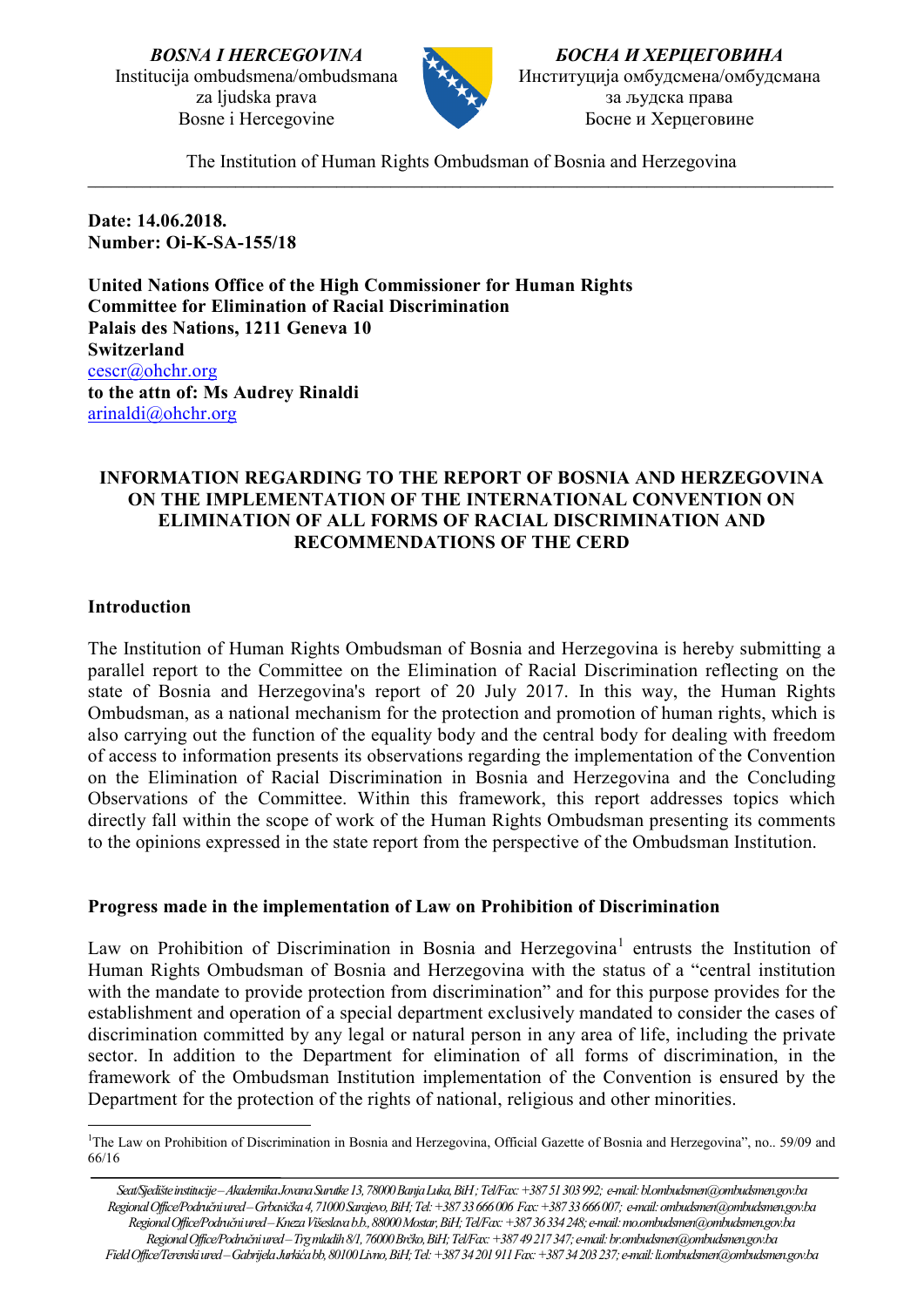*BOSNA I HERCEGOVINA*
Institucija ombudsmena/ombudsmana
za ljudska prava
Bosne i Hercegovine

*БОСНА И ХЕРЦЕГОВИНА*
Институција омбудсмена/омбудсмана
за људска права
Босне и Херцеговине

The Institution of Human Rights Ombudsman of Bosnia and Herzegovina

**Date: 14.06.2018.**
**Number: Oi-K-SA-155/18**

**United Nations Office of the High Commissioner for Human Rights**
**Committee for Elimination of Racial Discrimination**
**Palais des Nations, 1211 Geneva 10**
**Switzerland**
cescr@ohchr.org
**to the attn of: Ms Audrey Rinaldi**
arinaldi@ohchr.org

## INFORMATION REGARDING TO THE REPORT OF BOSNIA AND HERZEGOVINA ON THE IMPLEMENTATION OF THE INTERNATIONAL CONVENTION ON ELIMINATION OF ALL FORMS OF RACIAL DISCRIMINATION AND RECOMMENDATIONS OF THE CERD

### Introduction

The Institution of Human Rights Ombudsman of Bosnia and Herzegovina is hereby submitting a parallel report to the Committee on the Elimination of Racial Discrimination reflecting on the state of Bosnia and Herzegovina's report of 20 July 2017. In this way, the Human Rights Ombudsman, as a national mechanism for the protection and promotion of human rights, which is also carrying out the function of the equality body and the central body for dealing with freedom of access to information presents its observations regarding the implementation of the Convention on the Elimination of Racial Discrimination in Bosnia and Herzegovina and the Concluding Observations of the Committee. Within this framework, this report addresses topics which directly fall within the scope of work of the Human Rights Ombudsman presenting its comments to the opinions expressed in the state report from the perspective of the Ombudsman Institution.

### Progress made in the implementation of Law on Prohibition of Discrimination

Law on Prohibition of Discrimination in Bosnia and Herzegovina[1] entrusts the Institution of Human Rights Ombudsman of Bosnia and Herzegovina with the status of a "central institution with the mandate to provide protection from discrimination" and for this purpose provides for the establishment and operation of a special department exclusively mandated to consider the cases of discrimination committed by any legal or natural person in any area of life, including the private sector. In addition to the Department for elimination of all forms of discrimination, in the framework of the Ombudsman Institution implementation of the Convention is ensured by the Department for the protection of the rights of national, religious and other minorities.

[1] The Law on Prohibition of Discrimination in Bosnia and Herzegovina, Official Gazette of Bosnia and Herzegovina", no.. 59/09 and 66/16

Seat/Sjedište institucije – Akademika Jovana Surutke 13, 78000 Banja Luka, BiH ; Tel/Fax: +387 51 303 992; e-mail: bl.ombudsmen@ombudsmen.gov.ba
Regional Office/Područni ured – Grbavička 4, 71000 Sarajevo, BiH; Tel: +387 33 666 006 Fax: +387 33 666 007; e-mail: ombudsmen@ombudsmen.gov.ba
Regional Office/Područni ured – Kneza Višeslava b.b., 88000 Mostar, BiH; Tel/Fax: +387 36 334 248; e-mail: mo.ombudsmen@ombudsmen.gov.ba
Regional Office/Područni ured – Trg mladih 8/1, 76000 Brčko, BiH; Tel/Fax: +387 49 217 347; e-mail: br.ombudsmen@ombudsmen.gov.ba
Field Office/Terenski ured – Gabrijela Jurkića bb, 80100 Livno, BiH; Tel: +387 34 201 911 Fax: +387 34 203 237; e-mail: li.ombudsmen@ombudsmen.gov.ba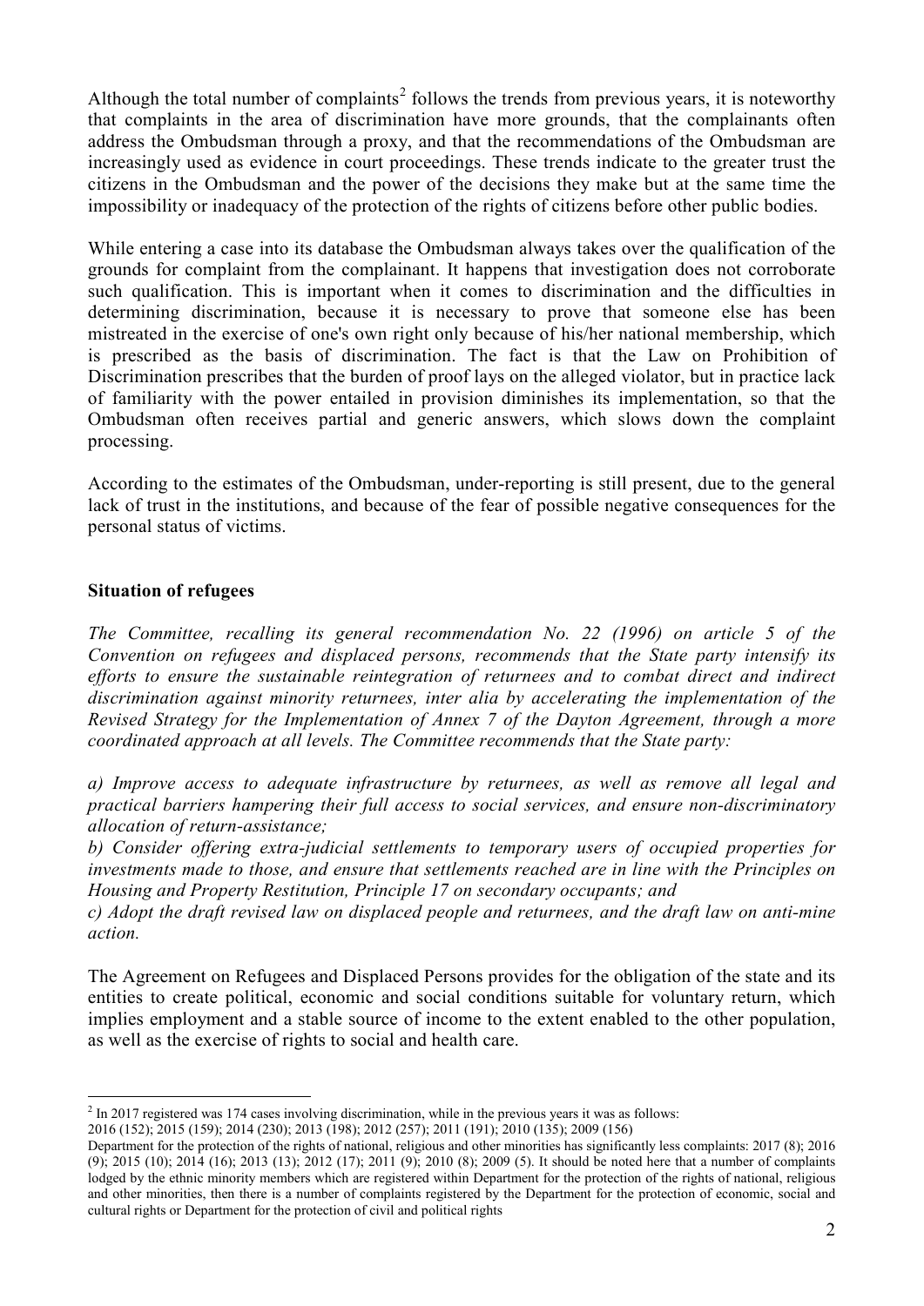Although the total number of complaints[2] follows the trends from previous years, it is noteworthy that complaints in the area of discrimination have more grounds, that the complainants often address the Ombudsman through a proxy, and that the recommendations of the Ombudsman are increasingly used as evidence in court proceedings. These trends indicate to the greater trust the citizens in the Ombudsman and the power of the decisions they make but at the same time the impossibility or inadequacy of the protection of the rights of citizens before other public bodies.

While entering a case into its database the Ombudsman always takes over the qualification of the grounds for complaint from the complainant. It happens that investigation does not corroborate such qualification. This is important when it comes to discrimination and the difficulties in determining discrimination, because it is necessary to prove that someone else has been mistreated in the exercise of one's own right only because of his/her national membership, which is prescribed as the basis of discrimination. The fact is that the Law on Prohibition of Discrimination prescribes that the burden of proof lays on the alleged violator, but in practice lack of familiarity with the power entailed in provision diminishes its implementation, so that the Ombudsman often receives partial and generic answers, which slows down the complaint processing.

According to the estimates of the Ombudsman, under-reporting is still present, due to the general lack of trust in the institutions, and because of the fear of possible negative consequences for the personal status of victims.

**Situation of refugees**

*The Committee, recalling its general recommendation No. 22 (1996) on article 5 of the Convention on refugees and displaced persons, recommends that the State party intensify its efforts to ensure the sustainable reintegration of returnees and to combat direct and indirect discrimination against minority returnees, inter alia by accelerating the implementation of the Revised Strategy for the Implementation of Annex 7 of the Dayton Agreement, through a more coordinated approach at all levels. The Committee recommends that the State party:*

*a) Improve access to adequate infrastructure by returnees, as well as remove all legal and practical barriers hampering their full access to social services, and ensure non-discriminatory allocation of return-assistance;*
*b) Consider offering extra-judicial settlements to temporary users of occupied properties for investments made to those, and ensure that settlements reached are in line with the Principles on Housing and Property Restitution, Principle 17 on secondary occupants; and*
*c) Adopt the draft revised law on displaced people and returnees, and the draft law on anti-mine action.*

The Agreement on Refugees and Displaced Persons provides for the obligation of the state and its entities to create political, economic and social conditions suitable for voluntary return, which implies employment and a stable source of income to the extent enabled to the other population, as well as the exercise of rights to social and health care.

---

[2] In 2017 registered was 174 cases involving discrimination, while in the previous years it was as follows: 2016 (152); 2015 (159); 2014 (230); 2013 (198); 2012 (257); 2011 (191); 2010 (135); 2009 (156)
Department for the protection of the rights of national, religious and other minorities has significantly less complaints: 2017 (8); 2016 (9); 2015 (10); 2014 (16); 2013 (13); 2012 (17); 2011 (9); 2010 (8); 2009 (5). It should be noted here that a number of complaints lodged by the ethnic minority members which are registered within Department for the protection of the rights of national, religious and other minorities, then there is a number of complaints registered by the Department for the protection of economic, social and cultural rights or Department for the protection of civil and political rights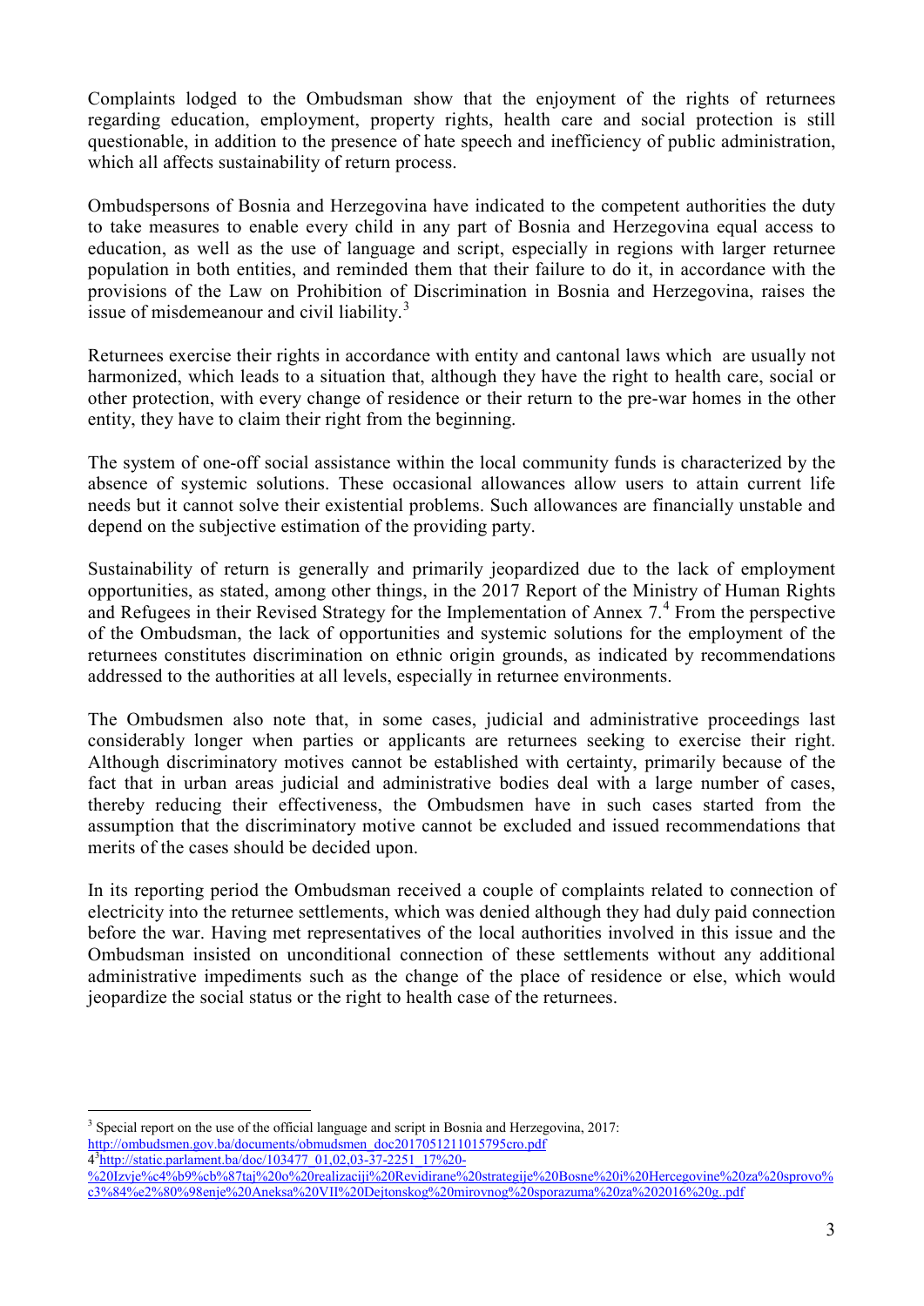Complaints lodged to the Ombudsman show that the enjoyment of the rights of returnees regarding education, employment, property rights, health care and social protection is still questionable, in addition to the presence of hate speech and inefficiency of public administration, which all affects sustainability of return process.

Ombudspersons of Bosnia and Herzegovina have indicated to the competent authorities the duty to take measures to enable every child in any part of Bosnia and Herzegovina equal access to education, as well as the use of language and script, especially in regions with larger returnee population in both entities, and reminded them that their failure to do it, in accordance with the provisions of the Law on Prohibition of Discrimination in Bosnia and Herzegovina, raises the issue of misdemeanour and civil liability.[3]

Returnees exercise their rights in accordance with entity and cantonal laws which are usually not harmonized, which leads to a situation that, although they have the right to health care, social or other protection, with every change of residence or their return to the pre-war homes in the other entity, they have to claim their right from the beginning.

The system of one-off social assistance within the local community funds is characterized by the absence of systemic solutions. These occasional allowances allow users to attain current life needs but it cannot solve their existential problems. Such allowances are financially unstable and depend on the subjective estimation of the providing party.

Sustainability of return is generally and primarily jeopardized due to the lack of employment opportunities, as stated, among other things, in the 2017 Report of the Ministry of Human Rights and Refugees in their Revised Strategy for the Implementation of Annex 7.[4] From the perspective of the Ombudsman, the lack of opportunities and systemic solutions for the employment of the returnees constitutes discrimination on ethnic origin grounds, as indicated by recommendations addressed to the authorities at all levels, especially in returnee environments.

The Ombudsmen also note that, in some cases, judicial and administrative proceedings last considerably longer when parties or applicants are returnees seeking to exercise their right. Although discriminatory motives cannot be established with certainty, primarily because of the fact that in urban areas judicial and administrative bodies deal with a large number of cases, thereby reducing their effectiveness, the Ombudsmen have in such cases started from the assumption that the discriminatory motive cannot be excluded and issued recommendations that merits of the cases should be decided upon.

In its reporting period the Ombudsman received a couple of complaints related to connection of electricity into the returnee settlements, which was denied although they had duly paid connection before the war. Having met representatives of the local authorities involved in this issue and the Ombudsman insisted on unconditional connection of these settlements without any additional administrative impediments such as the change of the place of residence or else, which would jeopardize the social status or the right to health case of the returnees.

---

[3] Special report on the use of the official language and script in Bosnia and Herzegovina, 2017: http://ombudsmen.gov.ba/documents/obmudsmen_doc2017051211015795cro.pdf

[4] http://static.parlament.ba/doc/103477_01,02,03-37-2251_17%20-%20Izvje%c4%b9%cb%87taj%20o%20realizaciji%20Revidirane%20strategije%20Bosne%20i%20Hercegovine%20za%20sprovo%c3%84%e2%80%98enje%20Aneksa%20VII%20Dejtonskog%20mirovnog%20sporazuma%20za%202016%20g..pdf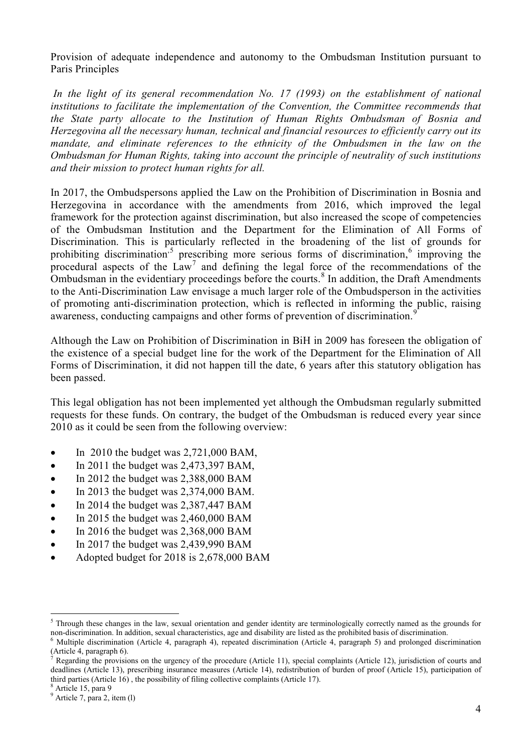Provision of adequate independence and autonomy to the Ombudsman Institution pursuant to Paris Principles

*In the light of its general recommendation No. 17 (1993) on the establishment of national institutions to facilitate the implementation of the Convention, the Committee recommends that the State party allocate to the Institution of Human Rights Ombudsman of Bosnia and Herzegovina all the necessary human, technical and financial resources to efficiently carry out its mandate, and eliminate references to the ethnicity of the Ombudsmen in the law on the Ombudsman for Human Rights, taking into account the principle of neutrality of such institutions and their mission to protect human rights for all.*

In 2017, the Ombudspersons applied the Law on the Prohibition of Discrimination in Bosnia and Herzegovina in accordance with the amendments from 2016, which improved the legal framework for the protection against discrimination, but also increased the scope of competencies of the Ombudsman Institution and the Department for the Elimination of All Forms of Discrimination. This is particularly reflected in the broadening of the list of grounds for prohibiting discrimination,[5] prescribing more serious forms of discrimination,[6] improving the procedural aspects of the Law[7] and defining the legal force of the recommendations of the Ombudsman in the evidentiary proceedings before the courts.[8] In addition, the Draft Amendments to the Anti-Discrimination Law envisage a much larger role of the Ombudsperson in the activities of promoting anti-discrimination protection, which is reflected in informing the public, raising awareness, conducting campaigns and other forms of prevention of discrimination.[9]

Although the Law on Prohibition of Discrimination in BiH in 2009 has foreseen the obligation of the existence of a special budget line for the work of the Department for the Elimination of All Forms of Discrimination, it did not happen till the date, 6 years after this statutory obligation has been passed.

This legal obligation has not been implemented yet although the Ombudsman regularly submitted requests for these funds. On contrary, the budget of the Ombudsman is reduced every year since 2010 as it could be seen from the following overview:

- In 2010 the budget was 2,721,000 BAM,
- In 2011 the budget was 2,473,397 BAM,
- In 2012 the budget was 2,388,000 BAM
- In 2013 the budget was 2,374,000 BAM.
- In 2014 the budget was 2,387,447 BAM
- In 2015 the budget was 2,460,000 BAM
- In 2016 the budget was 2,368,000 BAM
- In 2017 the budget was 2,439,990 BAM
- Adopted budget for 2018 is 2,678,000 BAM

---

[5] Through these changes in the law, sexual orientation and gender identity are terminologically correctly named as the grounds for non-discrimination. In addition, sexual characteristics, age and disability are listed as the prohibited basis of discrimination.

[6] Multiple discrimination (Article 4, paragraph 4), repeated discrimination (Article 4, paragraph 5) and prolonged discrimination (Article 4, paragraph 6).

[7] Regarding the provisions on the urgency of the procedure (Article 11), special complaints (Article 12), jurisdiction of courts and deadlines (Article 13), prescribing insurance measures (Article 14), redistribution of burden of proof (Article 15), participation of third parties (Article 16) , the possibility of filing collective complaints (Article 17).

[8] Article 15, para 9

[9] Article 7, para 2, item (l)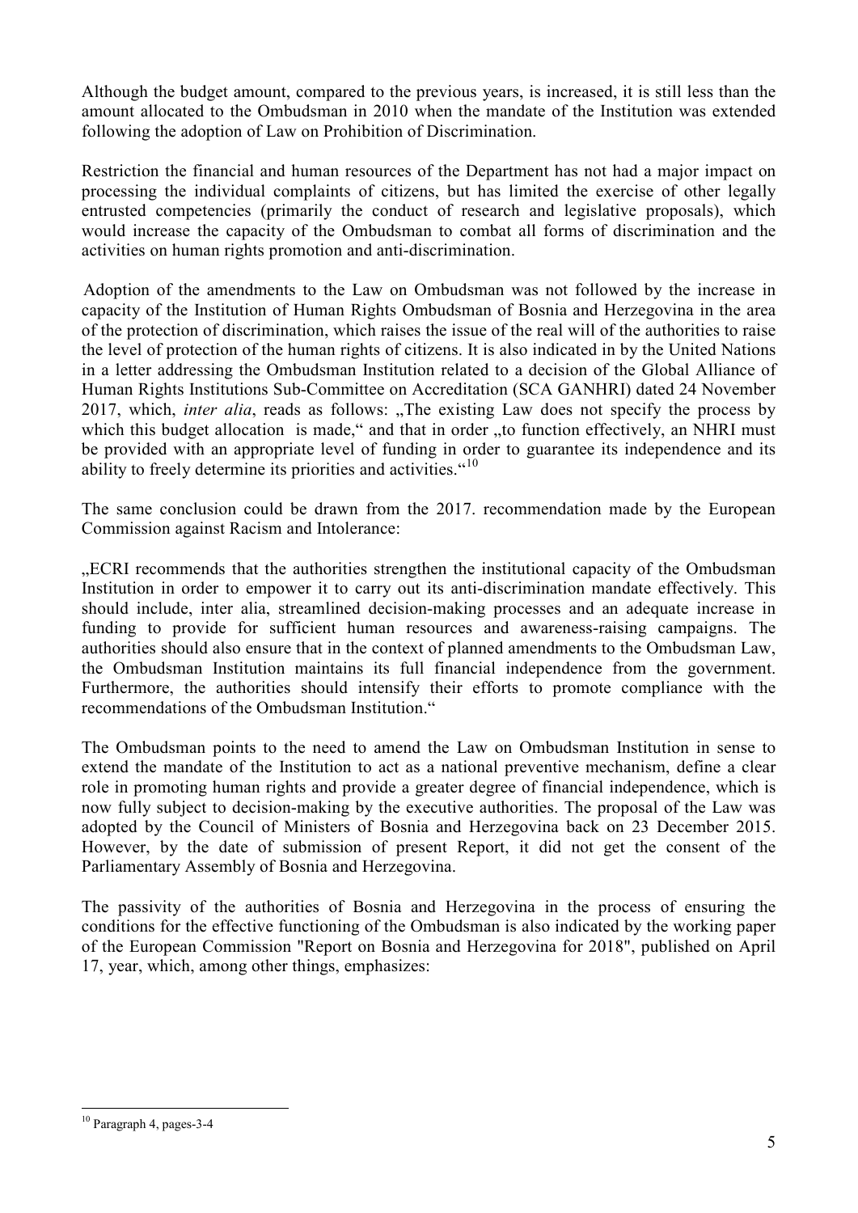Although the budget amount, compared to the previous years, is increased, it is still less than the amount allocated to the Ombudsman in 2010 when the mandate of the Institution was extended following the adoption of Law on Prohibition of Discrimination.

Restriction the financial and human resources of the Department has not had a major impact on processing the individual complaints of citizens, but has limited the exercise of other legally entrusted competencies (primarily the conduct of research and legislative proposals), which would increase the capacity of the Ombudsman to combat all forms of discrimination and the activities on human rights promotion and anti-discrimination.

Adoption of the amendments to the Law on Ombudsman was not followed by the increase in capacity of the Institution of Human Rights Ombudsman of Bosnia and Herzegovina in the area of the protection of discrimination, which raises the issue of the real will of the authorities to raise the level of protection of the human rights of citizens. It is also indicated in by the United Nations in a letter addressing the Ombudsman Institution related to a decision of the Global Alliance of Human Rights Institutions Sub-Committee on Accreditation (SCA GANHRI) dated 24 November 2017, which, *inter alia*, reads as follows: „The existing Law does not specify the process by which this budget allocation is made," and that in order „to function effectively, an NHRI must be provided with an appropriate level of funding in order to guarantee its independence and its ability to freely determine its priorities and activities."[10]

The same conclusion could be drawn from the 2017. recommendation made by the European Commission against Racism and Intolerance:

„ECRI recommends that the authorities strengthen the institutional capacity of the Ombudsman Institution in order to empower it to carry out its anti-discrimination mandate effectively. This should include, inter alia, streamlined decision-making processes and an adequate increase in funding to provide for sufficient human resources and awareness-raising campaigns. The authorities should also ensure that in the context of planned amendments to the Ombudsman Law, the Ombudsman Institution maintains its full financial independence from the government. Furthermore, the authorities should intensify their efforts to promote compliance with the recommendations of the Ombudsman Institution."

The Ombudsman points to the need to amend the Law on Ombudsman Institution in sense to extend the mandate of the Institution to act as a national preventive mechanism, define a clear role in promoting human rights and provide a greater degree of financial independence, which is now fully subject to decision-making by the executive authorities. The proposal of the Law was adopted by the Council of Ministers of Bosnia and Herzegovina back on 23 December 2015. However, by the date of submission of present Report, it did not get the consent of the Parliamentary Assembly of Bosnia and Herzegovina.

The passivity of the authorities of Bosnia and Herzegovina in the process of ensuring the conditions for the effective functioning of the Ombudsman is also indicated by the working paper of the European Commission "Report on Bosnia and Herzegovina for 2018", published on April 17, year, which, among other things, emphasizes:

---

[10] Paragraph 4, pages-3-4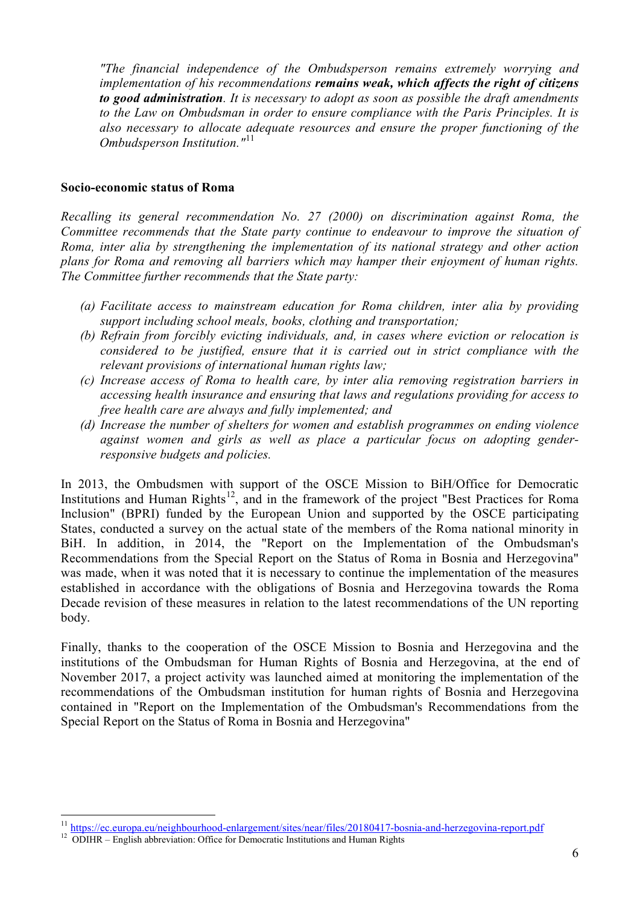*"The financial independence of the Ombudsperson remains extremely worrying and implementation of his recommendations **remains weak, which affects the right of citizens to good administration**. It is necessary to adopt as soon as possible the draft amendments to the Law on Ombudsman in order to ensure compliance with the Paris Principles. It is also necessary to allocate adequate resources and ensure the proper functioning of the Ombudsperson Institution."*[11]

**Socio-economic status of Roma**

*Recalling its general recommendation No. 27 (2000) on discrimination against Roma, the Committee recommends that the State party continue to endeavour to improve the situation of Roma, inter alia by strengthening the implementation of its national strategy and other action plans for Roma and removing all barriers which may hamper their enjoyment of human rights. The Committee further recommends that the State party:*

- *(a) Facilitate access to mainstream education for Roma children, inter alia by providing support including school meals, books, clothing and transportation;*
- *(b) Refrain from forcibly evicting individuals, and, in cases where eviction or relocation is considered to be justified, ensure that it is carried out in strict compliance with the relevant provisions of international human rights law;*
- *(c) Increase access of Roma to health care, by inter alia removing registration barriers in accessing health insurance and ensuring that laws and regulations providing for access to free health care are always and fully implemented; and*
- *(d) Increase the number of shelters for women and establish programmes on ending violence against women and girls as well as place a particular focus on adopting gender-responsive budgets and policies.*

In 2013, the Ombudsmen with support of the OSCE Mission to BiH/Office for Democratic Institutions and Human Rights[12], and in the framework of the project "Best Practices for Roma Inclusion" (BPRI) funded by the European Union and supported by the OSCE participating States, conducted a survey on the actual state of the members of the Roma national minority in BiH. In addition, in 2014, the "Report on the Implementation of the Ombudsman's Recommendations from the Special Report on the Status of Roma in Bosnia and Herzegovina" was made, when it was noted that it is necessary to continue the implementation of the measures established in accordance with the obligations of Bosnia and Herzegovina towards the Roma Decade revision of these measures in relation to the latest recommendations of the UN reporting body.

Finally, thanks to the cooperation of the OSCE Mission to Bosnia and Herzegovina and the institutions of the Ombudsman for Human Rights of Bosnia and Herzegovina, at the end of November 2017, a project activity was launched aimed at monitoring the implementation of the recommendations of the Ombudsman institution for human rights of Bosnia and Herzegovina contained in "Report on the Implementation of the Ombudsman's Recommendations from the Special Report on the Status of Roma in Bosnia and Herzegovina"

---

[11] https://ec.europa.eu/neighbourhood-enlargement/sites/near/files/20180417-bosnia-and-herzegovina-report.pdf

[12] ODIHR – English abbreviation: Office for Democratic Institutions and Human Rights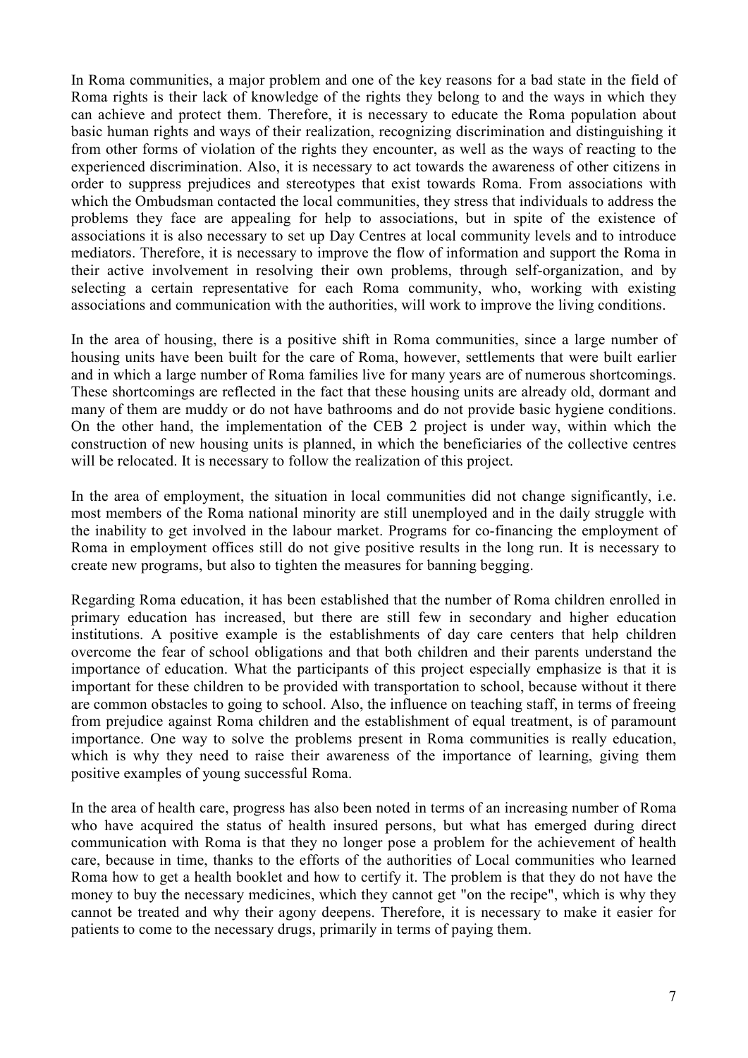In Roma communities, a major problem and one of the key reasons for a bad state in the field of Roma rights is their lack of knowledge of the rights they belong to and the ways in which they can achieve and protect them. Therefore, it is necessary to educate the Roma population about basic human rights and ways of their realization, recognizing discrimination and distinguishing it from other forms of violation of the rights they encounter, as well as the ways of reacting to the experienced discrimination. Also, it is necessary to act towards the awareness of other citizens in order to suppress prejudices and stereotypes that exist towards Roma. From associations with which the Ombudsman contacted the local communities, they stress that individuals to address the problems they face are appealing for help to associations, but in spite of the existence of associations it is also necessary to set up Day Centres at local community levels and to introduce mediators. Therefore, it is necessary to improve the flow of information and support the Roma in their active involvement in resolving their own problems, through self-organization, and by selecting a certain representative for each Roma community, who, working with existing associations and communication with the authorities, will work to improve the living conditions.

In the area of housing, there is a positive shift in Roma communities, since a large number of housing units have been built for the care of Roma, however, settlements that were built earlier and in which a large number of Roma families live for many years are of numerous shortcomings. These shortcomings are reflected in the fact that these housing units are already old, dormant and many of them are muddy or do not have bathrooms and do not provide basic hygiene conditions. On the other hand, the implementation of the CEB 2 project is under way, within which the construction of new housing units is planned, in which the beneficiaries of the collective centres will be relocated. It is necessary to follow the realization of this project.

In the area of employment, the situation in local communities did not change significantly, i.e. most members of the Roma national minority are still unemployed and in the daily struggle with the inability to get involved in the labour market. Programs for co-financing the employment of Roma in employment offices still do not give positive results in the long run. It is necessary to create new programs, but also to tighten the measures for banning begging.

Regarding Roma education, it has been established that the number of Roma children enrolled in primary education has increased, but there are still few in secondary and higher education institutions. A positive example is the establishments of day care centers that help children overcome the fear of school obligations and that both children and their parents understand the importance of education. What the participants of this project especially emphasize is that it is important for these children to be provided with transportation to school, because without it there are common obstacles to going to school. Also, the influence on teaching staff, in terms of freeing from prejudice against Roma children and the establishment of equal treatment, is of paramount importance. One way to solve the problems present in Roma communities is really education, which is why they need to raise their awareness of the importance of learning, giving them positive examples of young successful Roma.

In the area of health care, progress has also been noted in terms of an increasing number of Roma who have acquired the status of health insured persons, but what has emerged during direct communication with Roma is that they no longer pose a problem for the achievement of health care, because in time, thanks to the efforts of the authorities of Local communities who learned Roma how to get a health booklet and how to certify it. The problem is that they do not have the money to buy the necessary medicines, which they cannot get "on the recipe", which is why they cannot be treated and why their agony deepens. Therefore, it is necessary to make it easier for patients to come to the necessary drugs, primarily in terms of paying them.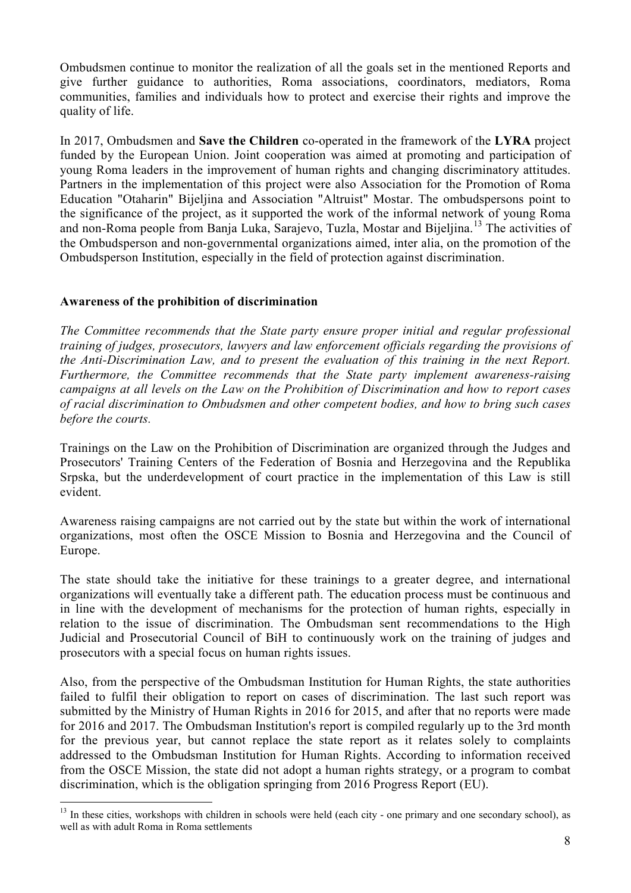Ombudsmen continue to monitor the realization of all the goals set in the mentioned Reports and give further guidance to authorities, Roma associations, coordinators, mediators, Roma communities, families and individuals how to protect and exercise their rights and improve the quality of life.

In 2017, Ombudsmen and **Save the Children** co-operated in the framework of the **LYRA** project funded by the European Union. Joint cooperation was aimed at promoting and participation of young Roma leaders in the improvement of human rights and changing discriminatory attitudes. Partners in the implementation of this project were also Association for the Promotion of Roma Education "Otaharin" Bijeljina and Association "Altruist" Mostar. The ombudspersons point to the significance of the project, as it supported the work of the informal network of young Roma and non-Roma people from Banja Luka, Sarajevo, Tuzla, Mostar and Bijeljina.[13] The activities of the Ombudsperson and non-governmental organizations aimed, inter alia, on the promotion of the Ombudsperson Institution, especially in the field of protection against discrimination.

**Awareness of the prohibition of discrimination**

*The Committee recommends that the State party ensure proper initial and regular professional training of judges, prosecutors, lawyers and law enforcement officials regarding the provisions of the Anti-Discrimination Law, and to present the evaluation of this training in the next Report. Furthermore, the Committee recommends that the State party implement awareness-raising campaigns at all levels on the Law on the Prohibition of Discrimination and how to report cases of racial discrimination to Ombudsmen and other competent bodies, and how to bring such cases before the courts.*

Trainings on the Law on the Prohibition of Discrimination are organized through the Judges and Prosecutors' Training Centers of the Federation of Bosnia and Herzegovina and the Republika Srpska, but the underdevelopment of court practice in the implementation of this Law is still evident.

Awareness raising campaigns are not carried out by the state but within the work of international organizations, most often the OSCE Mission to Bosnia and Herzegovina and the Council of Europe.

The state should take the initiative for these trainings to a greater degree, and international organizations will eventually take a different path. The education process must be continuous and in line with the development of mechanisms for the protection of human rights, especially in relation to the issue of discrimination. The Ombudsman sent recommendations to the High Judicial and Prosecutorial Council of BiH to continuously work on the training of judges and prosecutors with a special focus on human rights issues.

Also, from the perspective of the Ombudsman Institution for Human Rights, the state authorities failed to fulfil their obligation to report on cases of discrimination. The last such report was submitted by the Ministry of Human Rights in 2016 for 2015, and after that no reports were made for 2016 and 2017. The Ombudsman Institution's report is compiled regularly up to the 3rd month for the previous year, but cannot replace the state report as it relates solely to complaints addressed to the Ombudsman Institution for Human Rights. According to information received from the OSCE Mission, the state did not adopt a human rights strategy, or a program to combat discrimination, which is the obligation springing from 2016 Progress Report (EU).

[13] In these cities, workshops with children in schools were held (each city - one primary and one secondary school), as well as with adult Roma in Roma settlements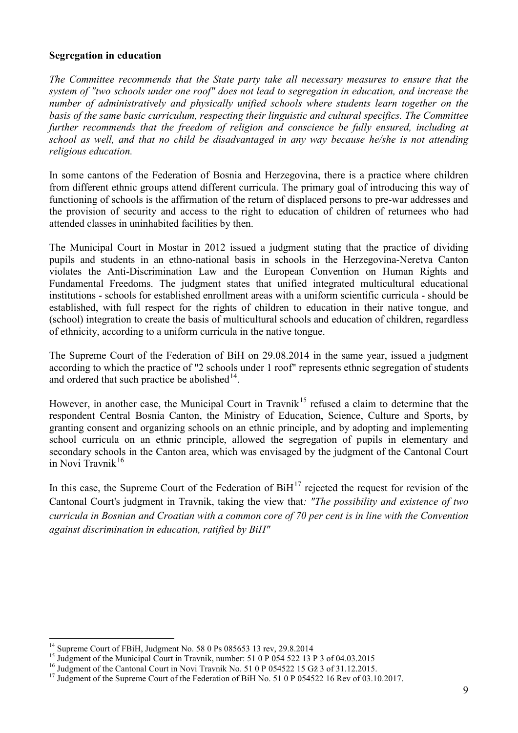**Segregation in education**

*The Committee recommends that the State party take all necessary measures to ensure that the system of "two schools under one roof" does not lead to segregation in education, and increase the number of administratively and physically unified schools where students learn together on the basis of the same basic curriculum, respecting their linguistic and cultural specifics. The Committee further recommends that the freedom of religion and conscience be fully ensured, including at school as well, and that no child be disadvantaged in any way because he/she is not attending religious education.*

In some cantons of the Federation of Bosnia and Herzegovina, there is a practice where children from different ethnic groups attend different curricula. The primary goal of introducing this way of functioning of schools is the affirmation of the return of displaced persons to pre-war addresses and the provision of security and access to the right to education of children of returnees who had attended classes in uninhabited facilities by then.

The Municipal Court in Mostar in 2012 issued a judgment stating that the practice of dividing pupils and students in an ethno-national basis in schools in the Herzegovina-Neretva Canton violates the Anti-Discrimination Law and the European Convention on Human Rights and Fundamental Freedoms. The judgment states that unified integrated multicultural educational institutions - schools for established enrollment areas with a uniform scientific curricula - should be established, with full respect for the rights of children to education in their native tongue, and (school) integration to create the basis of multicultural schools and education of children, regardless of ethnicity, according to a uniform curricula in the native tongue.

The Supreme Court of the Federation of BiH on 29.08.2014 in the same year, issued a judgment according to which the practice of "2 schools under 1 roof" represents ethnic segregation of students and ordered that such practice be abolished[14].

However, in another case, the Municipal Court in Travnik[15] refused a claim to determine that the respondent Central Bosnia Canton, the Ministry of Education, Science, Culture and Sports, by granting consent and organizing schools on an ethnic principle, and by adopting and implementing school curricula on an ethnic principle, allowed the segregation of pupils in elementary and secondary schools in the Canton area, which was envisaged by the judgment of the Cantonal Court in Novi Travnik[16]

In this case, the Supreme Court of the Federation of BiH[17] rejected the request for revision of the Cantonal Court's judgment in Travnik, taking the view that*: "The possibility and existence of two curricula in Bosnian and Croatian with a common core of 70 per cent is in line with the Convention against discrimination in education, ratified by BiH"*

---

[14] Supreme Court of FBiH, Judgment No. 58 0 Ps 085653 13 rev, 29.8.2014

[15] Judgment of the Municipal Court in Travnik, number: 51 0 P 054 522 13 P 3 of 04.03.2015

[16] Judgment of the Cantonal Court in Novi Travnik No. 51 0 P 054522 15 Gž 3 of 31.12.2015.

[17] Judgment of the Supreme Court of the Federation of BiH No. 51 0 P 054522 16 Rev of 03.10.2017.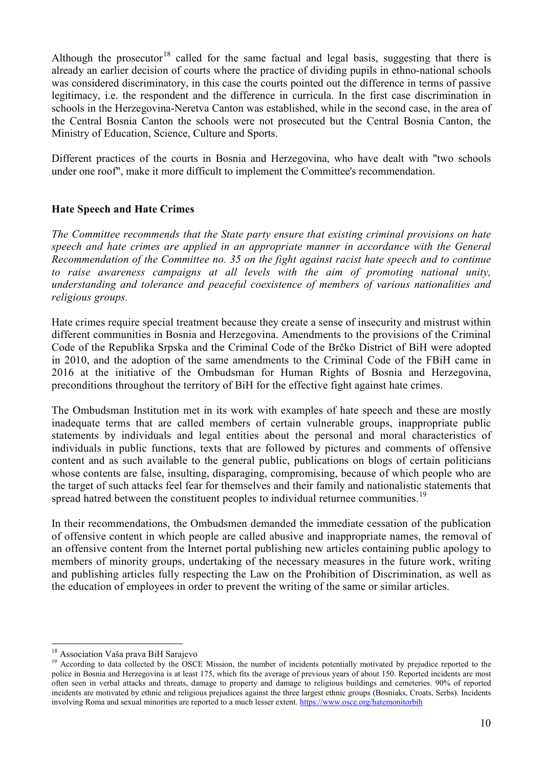Although the prosecutor[18] called for the same factual and legal basis, suggesting that there is already an earlier decision of courts where the practice of dividing pupils in ethno-national schools was considered discriminatory, in this case the courts pointed out the difference in terms of passive legitimacy, i.e. the respondent and the difference in curricula. In the first case discrimination in schools in the Herzegovina-Neretva Canton was established, while in the second case, in the area of the Central Bosnia Canton the schools were not prosecuted but the Central Bosnia Canton, the Ministry of Education, Science, Culture and Sports.

Different practices of the courts in Bosnia and Herzegovina, who have dealt with "two schools under one roof", make it more difficult to implement the Committee's recommendation.

## Hate Speech and Hate Crimes

*The Committee recommends that the State party ensure that existing criminal provisions on hate speech and hate crimes are applied in an appropriate manner in accordance with the General Recommendation of the Committee no. 35 on the fight against racist hate speech and to continue to raise awareness campaigns at all levels with the aim of promoting national unity, understanding and tolerance and peaceful coexistence of members of various nationalities and religious groups.*

Hate crimes require special treatment because they create a sense of insecurity and mistrust within different communities in Bosnia and Herzegovina. Amendments to the provisions of the Criminal Code of the Republika Srpska and the Criminal Code of the Brčko District of BiH were adopted in 2010, and the adoption of the same amendments to the Criminal Code of the FBiH came in 2016 at the initiative of the Ombudsman for Human Rights of Bosnia and Herzegovina, preconditions throughout the territory of BiH for the effective fight against hate crimes.

The Ombudsman Institution met in its work with examples of hate speech and these are mostly inadequate terms that are called members of certain vulnerable groups, inappropriate public statements by individuals and legal entities about the personal and moral characteristics of individuals in public functions, texts that are followed by pictures and comments of offensive content and as such available to the general public, publications on blogs of certain politicians whose contents are false, insulting, disparaging, compromising, because of which people who are the target of such attacks feel fear for themselves and their family and nationalistic statements that spread hatred between the constituent peoples to individual returnee communities.[19]

In their recommendations, the Ombudsmen demanded the immediate cessation of the publication of offensive content in which people are called abusive and inappropriate names, the removal of an offensive content from the Internet portal publishing new articles containing public apology to members of minority groups, undertaking of the necessary measures in the future work, writing and publishing articles fully respecting the Law on the Prohibition of Discrimination, as well as the education of employees in order to prevent the writing of the same or similar articles.

---

[18] Association Vaša prava BiH Sarajevo

[19] According to data collected by the OSCE Mission, the number of incidents potentially motivated by prejudice reported to the police in Bosnia and Herzegovina is at least 175, which fits the average of previous years of about 150. Reported incidents are most often seen in verbal attacks and threats, damage to property and damage to religious buildings and cemeteries. 90% of reported incidents are motivated by ethnic and religious prejudices against the three largest ethnic groups (Bosniaks, Croats, Serbs). Incidents involving Roma and sexual minorities are reported to a much lesser extent. https://www.osce.org/hatemonitorbih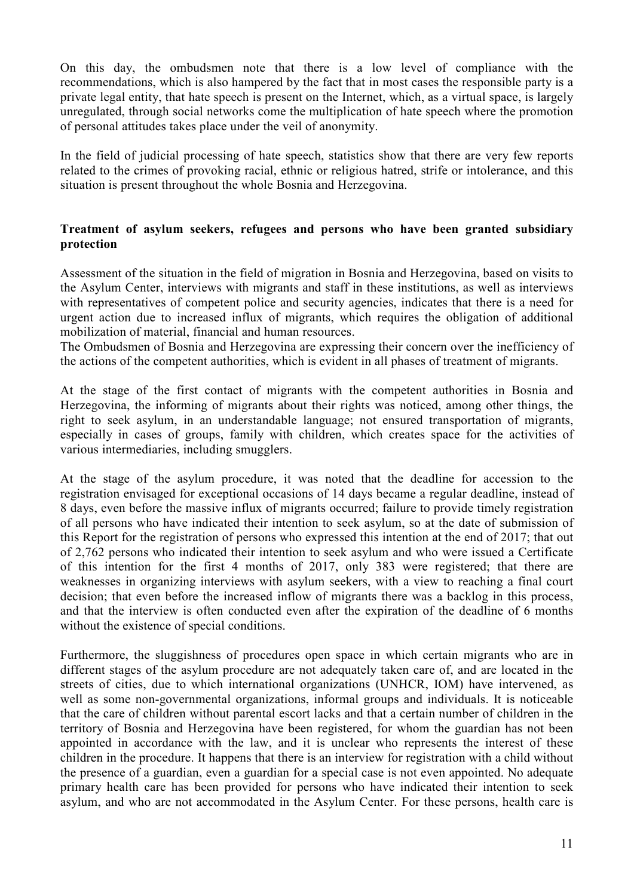On this day, the ombudsmen note that there is a low level of compliance with the recommendations, which is also hampered by the fact that in most cases the responsible party is a private legal entity, that hate speech is present on the Internet, which, as a virtual space, is largely unregulated, through social networks come the multiplication of hate speech where the promotion of personal attitudes takes place under the veil of anonymity.

In the field of judicial processing of hate speech, statistics show that there are very few reports related to the crimes of provoking racial, ethnic or religious hatred, strife or intolerance, and this situation is present throughout the whole Bosnia and Herzegovina.

**Treatment of asylum seekers, refugees and persons who have been granted subsidiary protection**

Assessment of the situation in the field of migration in Bosnia and Herzegovina, based on visits to the Asylum Center, interviews with migrants and staff in these institutions, as well as interviews with representatives of competent police and security agencies, indicates that there is a need for urgent action due to increased influx of migrants, which requires the obligation of additional mobilization of material, financial and human resources.
The Ombudsmen of Bosnia and Herzegovina are expressing their concern over the inefficiency of the actions of the competent authorities, which is evident in all phases of treatment of migrants.

At the stage of the first contact of migrants with the competent authorities in Bosnia and Herzegovina, the informing of migrants about their rights was noticed, among other things, the right to seek asylum, in an understandable language; not ensured transportation of migrants, especially in cases of groups, family with children, which creates space for the activities of various intermediaries, including smugglers.

At the stage of the asylum procedure, it was noted that the deadline for accession to the registration envisaged for exceptional occasions of 14 days became a regular deadline, instead of 8 days, even before the massive influx of migrants occurred; failure to provide timely registration of all persons who have indicated their intention to seek asylum, so at the date of submission of this Report for the registration of persons who expressed this intention at the end of 2017; that out of 2,762 persons who indicated their intention to seek asylum and who were issued a Certificate of this intention for the first 4 months of 2017, only 383 were registered; that there are weaknesses in organizing interviews with asylum seekers, with a view to reaching a final court decision; that even before the increased inflow of migrants there was a backlog in this process, and that the interview is often conducted even after the expiration of the deadline of 6 months without the existence of special conditions.

Furthermore, the sluggishness of procedures open space in which certain migrants who are in different stages of the asylum procedure are not adequately taken care of, and are located in the streets of cities, due to which international organizations (UNHCR, IOM) have intervened, as well as some non-governmental organizations, informal groups and individuals. It is noticeable that the care of children without parental escort lacks and that a certain number of children in the territory of Bosnia and Herzegovina have been registered, for whom the guardian has not been appointed in accordance with the law, and it is unclear who represents the interest of these children in the procedure. It happens that there is an interview for registration with a child without the presence of a guardian, even a guardian for a special case is not even appointed. No adequate primary health care has been provided for persons who have indicated their intention to seek asylum, and who are not accommodated in the Asylum Center. For these persons, health care is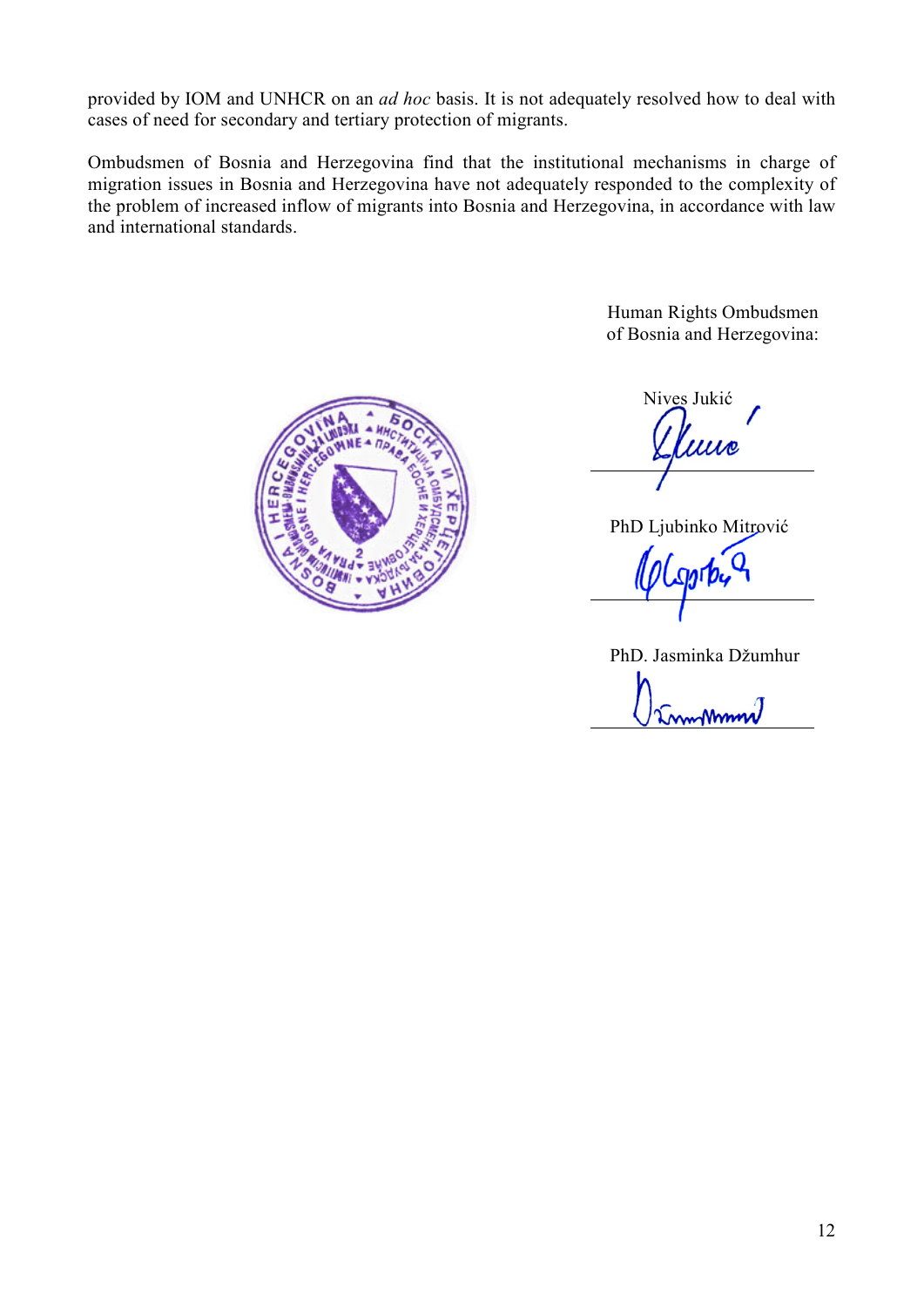provided by IOM and UNHCR on an *ad hoc* basis. It is not adequately resolved how to deal with cases of need for secondary and tertiary protection of migrants.

Ombudsmen of Bosnia and Herzegovina find that the institutional mechanisms in charge of migration issues in Bosnia and Herzegovina have not adequately responded to the complexity of the problem of increased inflow of migrants into Bosnia and Herzegovina, in accordance with law and international standards.

Human Rights Ombudsmen
of Bosnia and Herzegovina:

Nives Jukić

PhD Ljubinko Mitrović

PhD. Jasminka Džumhur